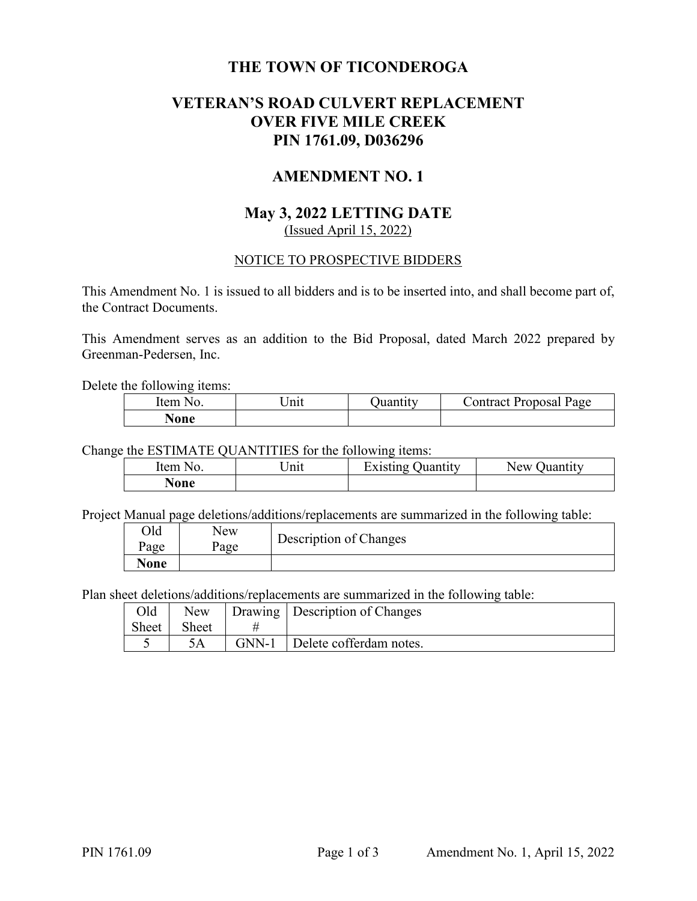# THE TOWN OF TICONDEROGA

## VETERAN'S ROAD CULVERT REPLACEMENT OVER FIVE MILE CREEK PIN 1761.09, D036296

## AMENDMENT NO. 1

## May 3, 2022 LETTING DATE

(Issued April 15, 2022)

NOTICE TO PROSPECTIVE BIDDERS

This Amendment No. 1 is issued to all bidders and is to be inserted into, and shall become part of, the Contract Documents.

This Amendment serves as an addition to the Bid Proposal, dated March 2022 prepared by Greenman-Pedersen, Inc.

Delete the following items:

| Item No. | Unit | Quantity | Contract Proposal Page |
|---|---|---|---|
| **None** | | | |

Change the ESTIMATE QUANTITIES for the following items:

| Item No. | Unit | Existing Quantity | New Quantity |
|---|---|---|---|
| **None** | | | |

Project Manual page deletions/additions/replacements are summarized in the following table:

| Old Page | New Page | Description of Changes |
|---|---|---|
| **None** | | |

Plan sheet deletions/additions/replacements are summarized in the following table:

| Old Sheet | New Sheet | Drawing # | Description of Changes |
|---|---|---|---|
| 5 | 5A | GNN-1 | Delete cofferdam notes. |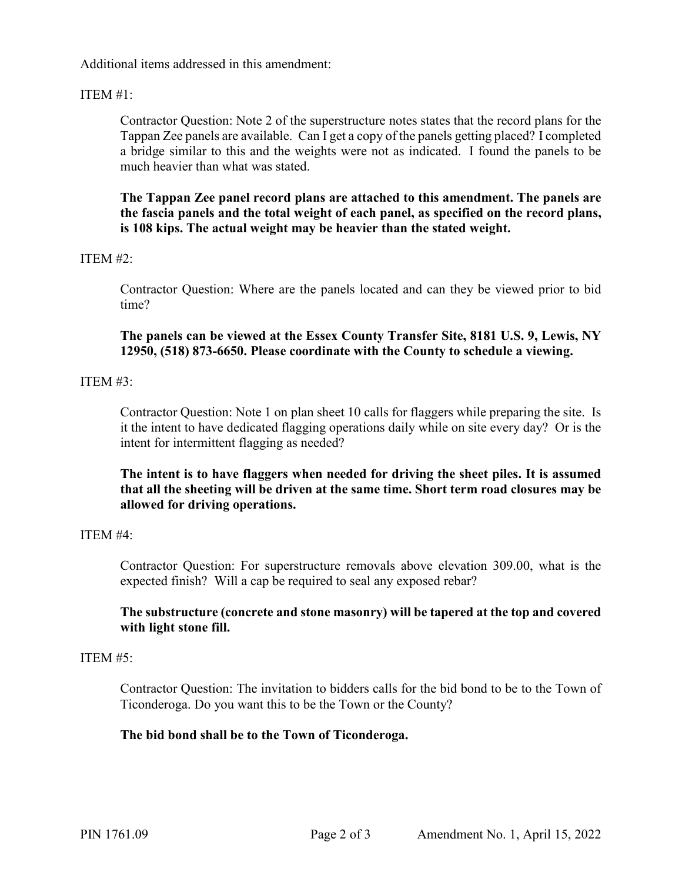Additional items addressed in this amendment:

ITEM #1:

Contractor Question: Note 2 of the superstructure notes states that the record plans for the Tappan Zee panels are available. Can I get a copy of the panels getting placed? I completed a bridge similar to this and the weights were not as indicated. I found the panels to be much heavier than what was stated.

**The Tappan Zee panel record plans are attached to this amendment. The panels are the fascia panels and the total weight of each panel, as specified on the record plans, is 108 kips. The actual weight may be heavier than the stated weight.**

ITEM #2:

Contractor Question: Where are the panels located and can they be viewed prior to bid time?

**The panels can be viewed at the Essex County Transfer Site, 8181 U.S. 9, Lewis, NY 12950, (518) 873-6650. Please coordinate with the County to schedule a viewing.**

ITEM #3:

Contractor Question: Note 1 on plan sheet 10 calls for flaggers while preparing the site. Is it the intent to have dedicated flagging operations daily while on site every day? Or is the intent for intermittent flagging as needed?

**The intent is to have flaggers when needed for driving the sheet piles. It is assumed that all the sheeting will be driven at the same time. Short term road closures may be allowed for driving operations.**

ITEM #4:

Contractor Question: For superstructure removals above elevation 309.00, what is the expected finish? Will a cap be required to seal any exposed rebar?

**The substructure (concrete and stone masonry) will be tapered at the top and covered with light stone fill.**

ITEM #5:

Contractor Question: The invitation to bidders calls for the bid bond to be to the Town of Ticonderoga. Do you want this to be the Town or the County?

**The bid bond shall be to the Town of Ticonderoga.**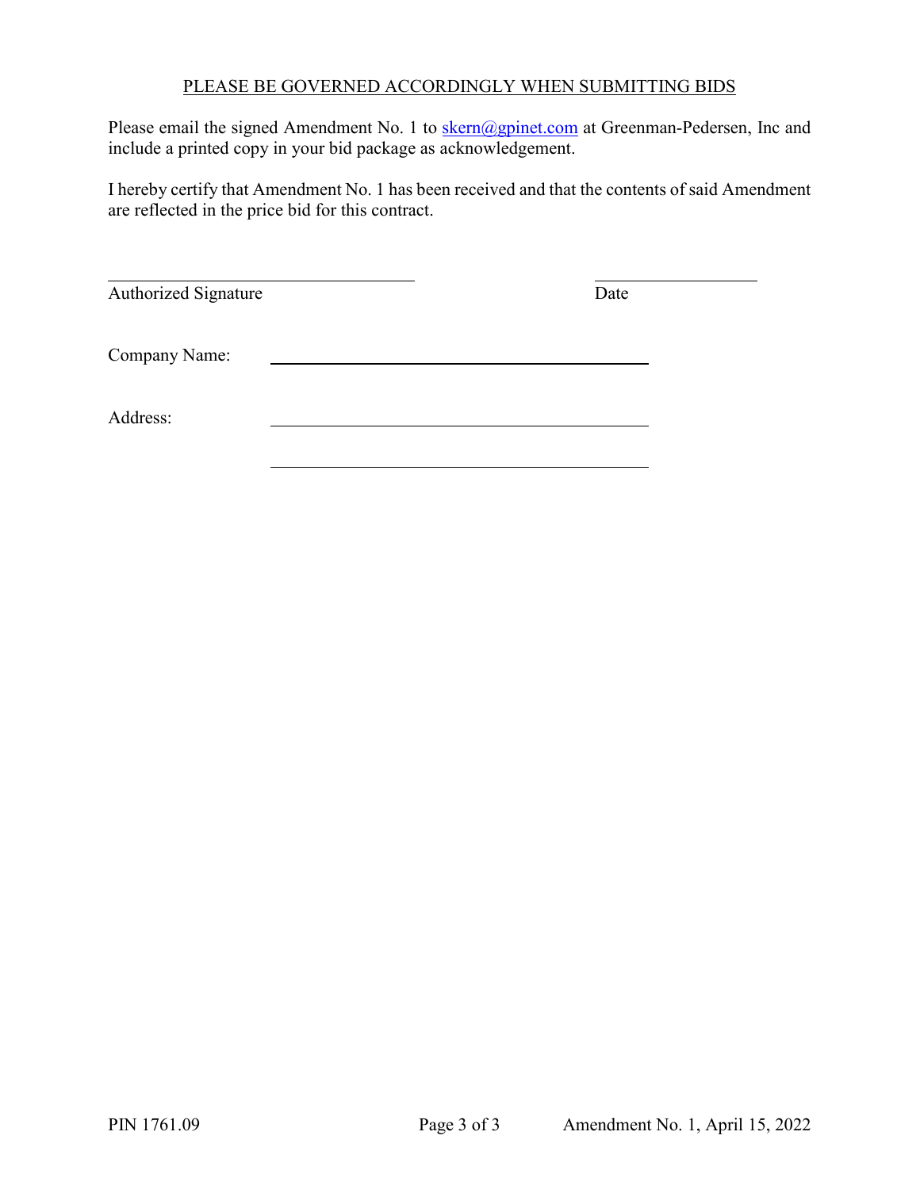PLEASE BE GOVERNED ACCORDINGLY WHEN SUBMITTING BIDS

Please email the signed Amendment No. 1 to skern@gpinet.com at Greenman-Pedersen, Inc and include a printed copy in your bid package as acknowledgement.

I hereby certify that Amendment No. 1 has been received and that the contents of said Amendment are reflected in the price bid for this contract.

\_\_\_\_\_\_\_\_\_\_\_\_\_\_\_\_\_\_\_\_\_\_\_\_\_\_\_\_\_\_\_\_ \_\_\_\_\_\_\_\_\_\_\_\_\_\_\_\_
Authorized Signature Date

Company Name: \_\_\_\_\_\_\_\_\_\_\_\_\_\_\_\_\_\_\_\_\_\_\_\_\_\_\_\_\_\_\_\_\_\_\_\_\_\_\_\_

Address: \_\_\_\_\_\_\_\_\_\_\_\_\_\_\_\_\_\_\_\_\_\_\_\_\_\_\_\_\_\_\_\_\_\_\_\_\_\_\_\_

\_\_\_\_\_\_\_\_\_\_\_\_\_\_\_\_\_\_\_\_\_\_\_\_\_\_\_\_\_\_\_\_\_\_\_\_\_\_\_\_

PIN 1761.09 Amendment No. 1, April 15, 2022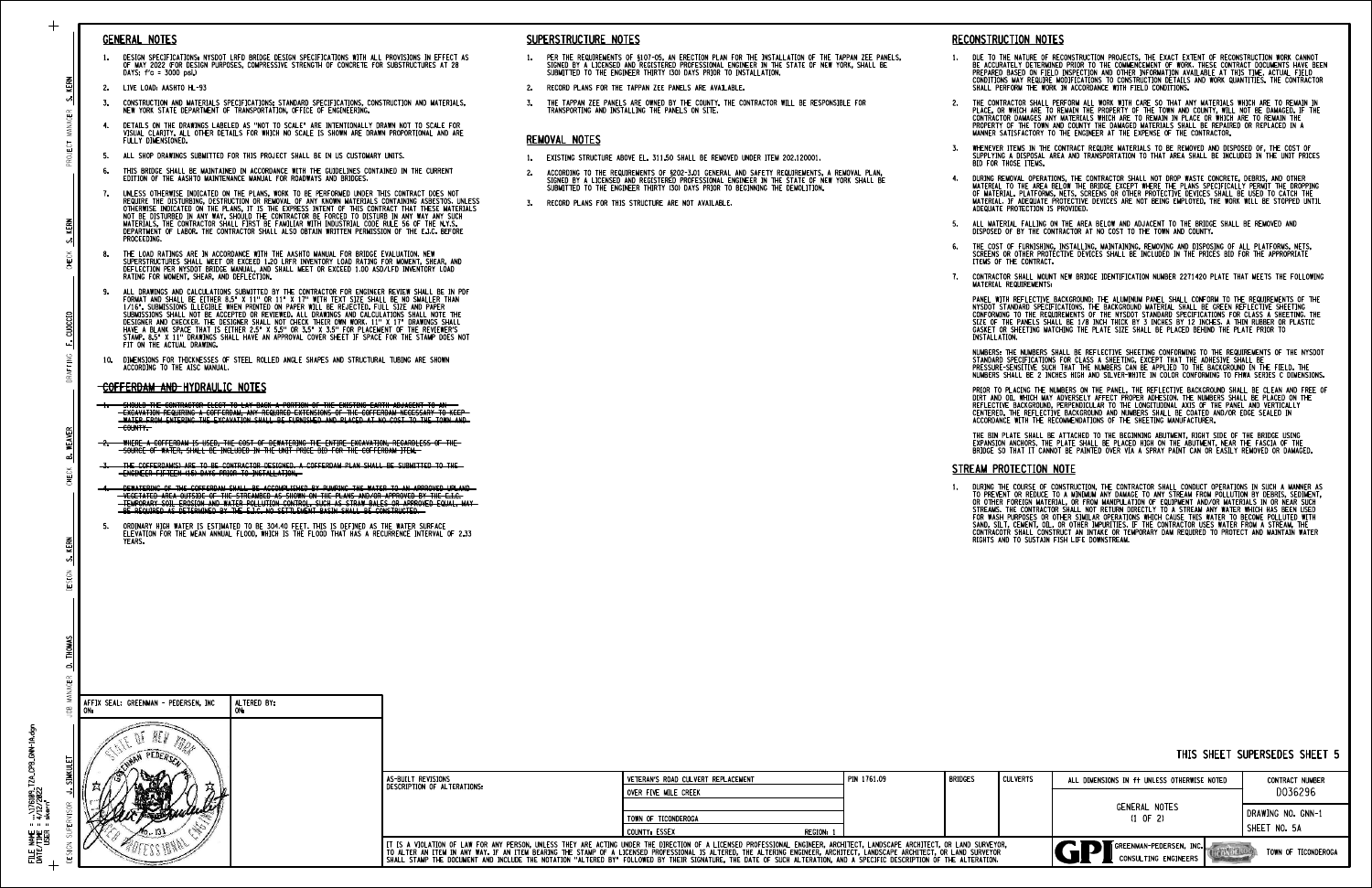## GENERAL NOTES

1. DESIGN SPECIFICATIONS: NYSDOT LRFD BRIDGE DESIGN SPECIFICATIONS WITH ALL PROVISIONS IN EFFECT AS OF MAY 2022 (FOR DESIGN PURPOSES, COMPRESSIVE STRENGTH OF CONCRETE FOR SUBSTRUCTURES AT 28 DAYS: f'c = 3000 psi.)
2. LIVE LOAD: AASHTO HL-93
3. CONSTRUCTION AND MATERIALS SPECIFICATIONS: STANDARD SPECIFICATIONS, CONSTRUCTION AND MATERIALS, NEW YORK STATE DEPARTMENT OF TRANSPORTATION, OFFICE OF ENGINEERING.
4. DETAILS ON THE DRAWINGS LABELED AS "NOT TO SCALE" ARE INTENTIONALLY DRAWN NOT TO SCALE FOR VISUAL CLARITY. ALL OTHER DETAILS FOR WHICH NO SCALE IS SHOWN ARE DRAWN PROPORTIONAL AND ARE FULLY DIMENSIONED.
5. ALL SHOP DRAWINGS SUBMITTED FOR THIS PROJECT SHALL BE IN US CUSTOMARY UNITS.
6. THIS BRIDGE SHALL BE MAINTAINED IN ACCORDANCE WITH THE GUIDELINES CONTAINED IN THE CURRENT EDITION OF THE AASHTO MAINTENANCE MANUAL FOR ROADWAYS AND BRIDGES.
7. UNLESS OTHERWISE INDICATED ON THE PLANS, WORK TO BE PERFORMED UNDER THIS CONTRACT DOES NOT REQUIRE THE DISTURBING, DESTRUCTION OR REMOVAL OF ANY KNOWN MATERIALS CONTAINING ASBESTOS. UNLESS OTHERWISE INDICATED ON THE PLANS, IT IS THE EXPRESS INTENT OF THIS CONTRACT THAT THESE MATERIALS NOT BE DISTURBED IN ANY WAY. SHOULD THE CONTRACTOR BE FORCED TO DISTURB IN ANY WAY ANY SUCH MATERIALS, THE CONTRACTOR SHALL FIRST BE FAMILIAR WITH INDUSTRIAL CODE RULE 56 OF THE N.Y.S. DEPARTMENT OF LABOR. THE CONTRACTOR SHALL ALSO OBTAIN WRITTEN PERMISSION OF THE E.I.C. BEFORE PROCEEDING.
8. THE LOAD RATINGS ARE IN ACCORDANCE WITH THE AASHTO MANUAL FOR BRIDGE EVALUATION. NEW SUPERSTRUCTURES SHALL MEET OR EXCEED 1.20 LRFR INVENTORY LOAD RATING FOR MOMENT, SHEAR, AND DEFLECTION PER NYSDOT BRIDGE MANUAL, AND SHALL MEET OR EXCEED 1.00 ASD/LFD INVENTORY LOAD RATING FOR MOMENT, SHEAR, AND DEFLECTION.
9. ALL DRAWINGS AND CALCULATIONS SUBMITTED BY THE CONTRACTOR FOR ENGINEER REVIEW SHALL BE IN PDF FORMAT AND SHALL BE EITHER 8.5" X 11" OR 11" X 17" WITH TEXT SIZE SHALL BE NO SMALLER THAN 1/16". SUBMISSIONS ILLEGIBLE WHEN PRINTED ON PAPER WILL BE REJECTED. FULL SIZE AND PAPER SUBMISSIONS SHALL NOT BE ACCEPTED OR REVIEWED. ALL DRAWINGS AND CALCULATIONS SHALL NOTE THE DESIGNER AND CHECKER. THE DESIGNER SHALL NOT CHECK THEIR OWN WORK. 11" X 17" DRAWINGS SHALL HAVE A BLANK SPACE THAT IS EITHER 2.5" X 5.5" OR 3.5" X 3.5" FOR PLACEMENT OF THE REVIEWER'S STAMP. 8.5" X 11" DRAWINGS SHALL HAVE AN APPROVAL COVER SHEET IF SPACE FOR THE STAMP DOES NOT FIT ON THE ACTUAL DRAWING.
10. DIMENSIONS FOR THICKNESSES OF STEEL ROLLED ANGLE SHAPES AND STRUCTURAL TUBING ARE SHOWN ACCORDING TO THE AISC MANUAL.

## ~~COFFERDAM AND HYDRAULIC NOTES~~

1. ~~SHOULD THE CONTRACTOR ELECT TO LAY BACK A PORTION OF THE EXISTING EARTH ADJACENT TO AN EXCAVATION REQUIRING A COFFERDAM, ANY REQUIRED EXTENSIONS OF THE COFFERDAM NECESSARY TO KEEP WATER FROM ENTERING THE EXCAVATION SHALL BE FURNISHED AND PLACED AT NO COST TO THE TOWN AND COUNTY.~~
2. ~~WHERE A COFFERDAM IS USED, THE COST OF DEWATERING THE ENTIRE EXCAVATION, REGARDLESS OF THE SOURCE OF WATER, SHALL BE INCLUDED IN THE UNIT PRICE BID FOR THE COFFERDAM ITEM.~~
3. ~~THE COFFERDAM(S) ARE TO BE CONTRACTOR DESIGNED. A COFFERDAM PLAN SHALL BE SUBMITTED TO THE ENGINEER FIFTEEN (15) DAYS PRIOR TO INSTALLATION.~~
4. ~~DEWATERING OF THE COFFERDAM SHALL BE ACCOMPLISHED BY PUMPING THE WATER TO AN APPROVED UPLAND VEGETATED AREA OUTSIDE OF THE STREAMBED AS SHOWN ON THE PLANS AND/OR APPROVED BY THE E.I.C. TEMPORARY SOIL EROSION AND WATER POLLUTION CONTROL, SUCH AS STRAW BALES OR APPROVED EQUAL, MAY BE REQUIRED AS DETERMINED BY THE E.I.C. NO SETTLEMENT BASIN SHALL BE CONSTRUCTED.~~
5. ORDINARY HIGH WATER IS ESTIMATED TO BE 304.40 FEET. THIS IS DEFINED AS THE WATER SURFACE ELEVATION FOR THE MEAN ANNUAL FLOOD, WHICH IS THE FLOOD THAT HAS A RECURRENCE INTERVAL OF 2.33 YEARS.

## SUPERSTRUCTURE NOTES

1. PER THE REQUIREMENTS OF §107-05, AN ERECTION PLAN FOR THE INSTALLATION OF THE TAPPAN ZEE PANELS, SIGNED BY A LICENSED AND REGISTERED PROFESSIONAL ENGINEER IN THE STATE OF NEW YORK, SHALL BE SUBMITTED TO THE ENGINEER THIRTY (30) DAYS PRIOR TO INSTALLATION.
2. RECORD PLANS FOR THE TAPPAN ZEE PANELS ARE AVAILABLE.
3. THE TAPPAN ZEE PANELS ARE OWNED BY THE COUNTY. THE CONTRACTOR WILL BE RESPONSIBLE FOR TRANSPORTING AND INSTALLING THE PANELS ON SITE.

## REMOVAL NOTES

1. EXISTING STRUCTURE ABOVE EL. 311.50 SHALL BE REMOVED UNDER ITEM 202.120001.
2. ACCORDING TO THE REQUIREMENTS OF §202-3.01 GENERAL AND SAFETY REQUIREMENTS, A REMOVAL PLAN, SIGNED BY A LICENSED AND REGISTERED PROFESSIONAL ENGINEER IN THE STATE OF NEW YORK SHALL BE SUBMITTED TO THE ENGINEER THIRTY (30) DAYS PRIOR TO BEGINNING THE DEMOLITION.
3. RECORD PLANS FOR THIS STRUCTURE ARE NOT AVAILABLE.

## RECONSTRUCTION NOTES

1. DUE TO THE NATURE OF RECONSTRUCTION PROJECTS, THE EXACT EXTENT OF RECONSTRUCTION WORK CANNOT BE ACCURATELY DETERMINED PRIOR TO THE COMMENCEMENT OF WORK. THESE CONTRACT DOCUMENTS HAVE BEEN PREPARED BASED ON FIELD INSPECTION AND OTHER INFORMATION AVAILABLE AT THIS TIME. ACTUAL FIELD CONDITIONS MAY REQUIRE MODIFICATIONS TO CONSTRUCTION DETAILS AND WORK QUANTITIES. THE CONTRACTOR SHALL PERFORM THE WORK IN ACCORDANCE WITH FIELD CONDITIONS.
2. THE CONTRACTOR SHALL PERFORM ALL WORK WITH CARE SO THAT ANY MATERIALS WHICH ARE TO REMAIN IN PLACE, OR WHICH ARE TO REMAIN THE PROPERTY OF THE TOWN AND COUNTY, WILL NOT BE DAMAGED. IF THE CONTRACTOR DAMAGES ANY MATERIALS WHICH ARE TO REMAIN IN PLACE OR WHICH ARE TO REMAIN THE PROPERTY OF THE TOWN AND COUNTY THE DAMAGED MATERIALS SHALL BE REPAIRED OR REPLACED IN A MANNER SATISFACTORY TO THE ENGINEER AT THE EXPENSE OF THE CONTRACTOR.
3. WHENEVER ITEMS IN THE CONTRACT REQUIRE MATERIALS TO BE REMOVED AND DISPOSED OF, THE COST OF SUPPLYING A DISPOSAL AREA AND TRANSPORTATION TO THAT AREA SHALL BE INCLUDED IN THE UNIT PRICES BID FOR THOSE ITEMS.
4. DURING REMOVAL OPERATIONS, THE CONTRACTOR SHALL NOT DROP WASTE CONCRETE, DEBRIS, AND OTHER MATERIAL TO THE AREA BELOW THE BRIDGE EXCEPT WHERE THE PLANS SPECIFICALLY PERMIT THE DROPPING OF MATERIAL. PLATFORMS, NETS, SCREENS OR OTHER PROTECTIVE DEVICES SHALL BE USED TO CATCH THE MATERIAL. IF ADEQUATE PROTECTIVE DEVICES ARE NOT BEING EMPLOYED, THE WORK WILL BE STOPPED UNTIL ADEQUATE PROTECTION IS PROVIDED.
5. ALL MATERIAL FALLING ON THE AREA BELOW AND ADJACENT TO THE BRIDGE SHALL BE REMOVED AND DISPOSED OF BY THE CONTRACTOR AT NO COST TO THE TOWN AND COUNTY.
6. THE COST OF FURNISHING, INSTALLING, MAINTAINING, REMOVING AND DISPOSING OF ALL PLATFORMS, NETS, SCREENS OR OTHER PROTECTIVE DEVICES SHALL BE INCLUDED IN THE PRICES BID FOR THE APPROPRIATE ITEMS OF THE CONTRACT.
7. CONTRACTOR SHALL MOUNT NEW BRIDGE IDENTIFICATION NUMBER 2271420 PLATE THAT MEETS THE FOLLOWING MATERIAL REQUIREMENTS:

   PANEL WITH REFLECTIVE BACKGROUND: THE ALUMINUM PANEL SHALL CONFORM TO THE REQUIREMENTS OF THE NYSDOT STANDARD SPECIFICATIONS. THE BACKGROUND MATERIAL SHALL BE GREEN REFLECTIVE SHEETING CONFORMING TO THE REQUIREMENTS OF THE NYSDOT STANDARD SPECIFICATIONS FOR CLASS A SHEETING. THE SIZE OF THE PANELS SHALL BE 1/8 INCH THICK BY 3 INCHES BY 12 INCHES. A THIN RUBBER OR PLASTIC GASKET OR SHEETING MATCHING THE PLATE SIZE SHALL BE PLACED BEHIND THE PLATE PRIOR TO INSTALLATION.

   NUMBERS: THE NUMBERS SHALL BE REFLECTIVE SHEETING CONFORMING TO THE REQUIREMENTS OF THE NYSDOT STANDARD SPECIFICATIONS FOR CLASS A SHEETING, EXCEPT THAT THE ADHESIVE SHALL BE PRESSURE-SENSITIVE SUCH THAT THE NUMBERS CAN BE APPLIED TO THE BACKGROUND IN THE FIELD. THE NUMBERS SHALL BE 2 INCHES HIGH AND SILVER-WHITE IN COLOR CONFORMING TO FHWA SERIES C DIMENSIONS.

   PRIOR TO PLACING THE NUMBERS ON THE PANEL, THE REFLECTIVE BACKGROUND SHALL BE CLEAN AND FREE OF DIRT AND OIL WHICH MAY ADVERSELY AFFECT PROPER ADHESION. THE NUMBERS SHALL BE PLACED ON THE REFLECTIVE BACKGROUND, PERPENDICULAR TO THE LONGITUDINAL AXIS OF THE PANEL AND VERTICALLY CENTERED. THE REFLECTIVE BACKGROUND AND NUMBERS SHALL BE COATED AND/OR EDGE SEALED IN ACCORDANCE WITH THE RECOMMENDATIONS OF THE SHEETING MANUFACTURER.

   THE BIN PLATE SHALL BE ATTACHED TO THE BEGINNING ABUTMENT, RIGHT SIDE OF THE BRIDGE USING EXPANSION ANCHORS. THE PLATE SHALL BE PLACED HIGH ON THE ABUTMENT, NEAR THE FASCIA OF THE BRIDGE SO THAT IT CANNOT BE PAINTED OVER VIA A SPRAY PAINT CAN OR EASILY REMOVED OR DAMAGED.

## STREAM PROTECTION NOTE

1. DURING THE COURSE OF CONSTRUCTION, THE CONTRACTOR SHALL CONDUCT OPERATIONS IN SUCH A MANNER AS TO PREVENT OR REDUCE TO A MINIMUM ANY DAMAGE TO ANY STREAM FROM POLLUTION BY DEBRIS, SEDIMENT, OR OTHER FOREIGN MATERIAL, OR FROM MANIPULATION OF EQUIPMENT AND/OR MATERIALS IN OR NEAR SUCH STREAMS. THE CONTRACTOR SHALL NOT RETURN DIRECTLY TO A STREAM ANY WATER WHICH HAS BEEN USED FOR WASH PURPOSES OR OTHER SIMILAR OPERATIONS WHICH CAUSE THIS WATER TO BECOME POLLUTED WITH SAND, SILT, CEMENT, OIL, OR OTHER IMPURITIES. IF THE CONTRACTOR USES WATER FROM A STREAM, THE CONTRACOTR SHALL CONSTRUCT AN INTAKE OR TEMPORARY DAM REQUIRED TO PROTECT AND MAINTAIN WATER RIGHTS AND TO SUSTAIN FISH LIFE DOWNSTREAM.

THIS SHEET SUPERSEDES SHEET 5

| AFFIX SEAL: GREENMAN - PEDERSEN, INC. ON: | ALTERED BY: ON: |
|---|---|

| AS-BUILT REVISIONS DESCRIPTION OF ALTERATIONS: | VETERAN'S ROAD CULVERT REPLACEMENT OVER FIVE MILE CREEK | PIN 1761.09 | BRIDGES | CULVERTS | ALL DIMENSIONS IN ft UNLESS OTHERWISE NOTED | CONTRACT NUMBER D036296 |
|---|---|---|---|---|---|---|
| | TOWN OF TICONDEROGA | | | | GENERAL NOTES (1 OF 2) | DRAWING NO. GNN-1 |
| | COUNTY: ESSEX REGION: 1 | | | | | SHEET NO. 5A |

IT IS A VIOLATION OF LAW FOR ANY PERSON, UNLESS THEY ARE ACTING UNDER THE DIRECTION OF A LICENSED PROFESSIONAL ENGINEER, ARCHITECT, LANDSCAPE ARCHITECT, OR LAND SURVEYOR, TO ALTER AN ITEM IN ANY WAY. IF AN ITEM BEARING THE STAMP OF A LICENSED PROFESSIONAL IS ALTERED, THE ALTERING ENGINEER, ARCHITECT, LANDSCAPE ARCHITECT, OR LAND SURVEYOR SHALL STAMP THE DOCUMENT AND INCLUDE THE NOTATION "ALTERED BY" FOLLOWED BY THEIR SIGNATURE, THE DATE OF SUCH ALTERATION, AND A SPECIFIC DESCRIPTION OF THE ALTERATION.

GPI GREENMAN-PEDERSEN, INC. CONSULTING ENGINEERS — TOWN OF TICONDEROGA

PROJECT MANAGER: S. KERN — CHECK: S. KERN — DRAFTING: F. CUOCCIO — CHECK: B. WEAVER — DESIGN: S. KERN — JOB MANAGER: D. THOMAS — DESIGN SUPERVISOR: J. SIMULET

FILE NAME = ...\1761909_T2A_DPB_GNN-1A.dgn
DATE/TIME = 4/12/2022
USER = skern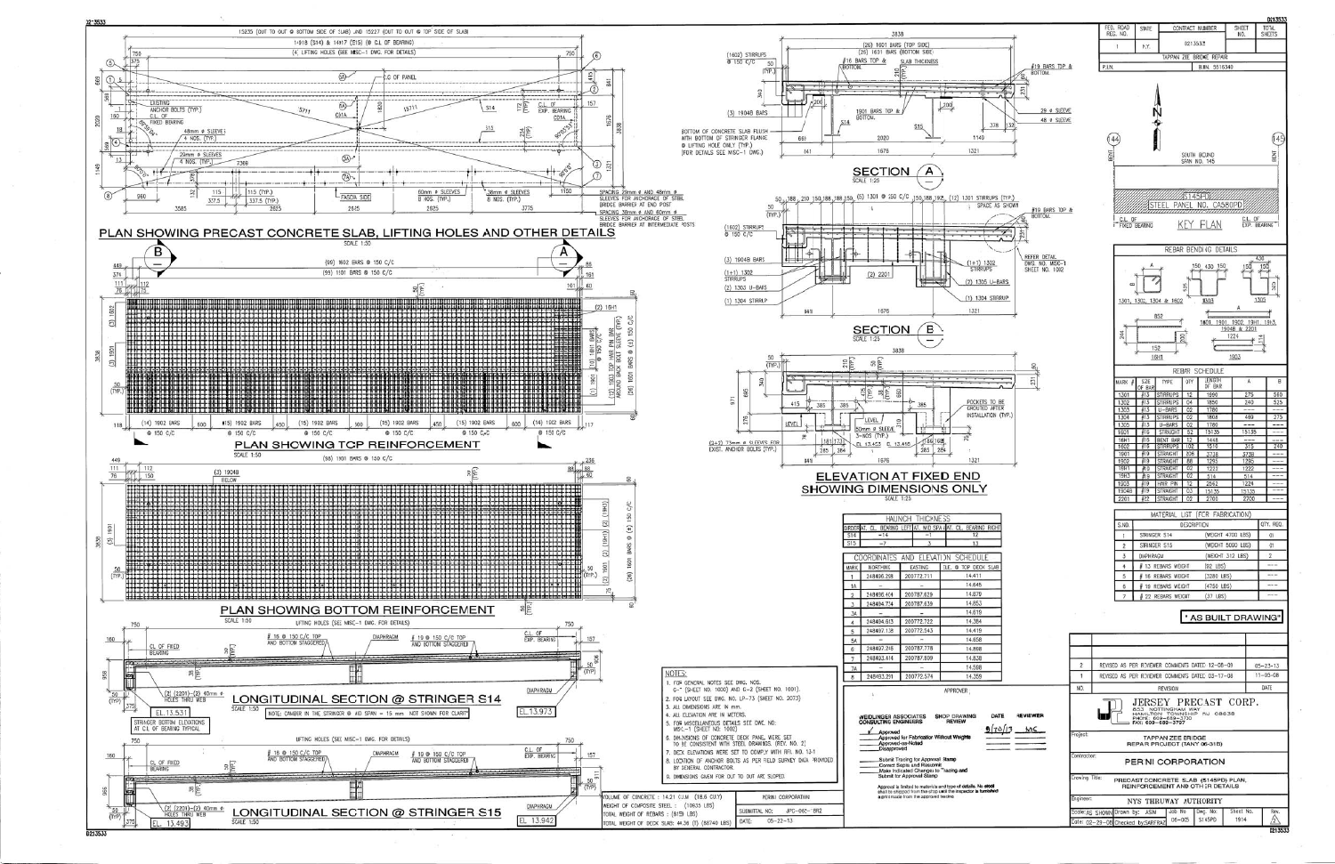# PLAN SHOWING PRECAST CONCRETE SLAB, LIFTING HOLES AND OTHER DETAILS

SCALE 1:50

15235 (OUT TO OUT @ BOTTOM SIDE OF SLAB) AND 15227 (OUT TO OUT @ TOP SIDE OF SLAB)

1-918 (S14) & 14417 (S15) @ C.L OF BEARING

(4) LIFTING HOLES (SEE MISC-1 DWG. FOR DETAILS)

EXISTING ANCHOR BOLTS (TYP.)

C.L. OF FIXED BEARING

48mm ø SLEEVES 4 NOS. (TYP.)

29mm ø SLEEVES 4 NOS. (TYP.)

C.L. OF EXP. BEARING

FASCIA SIDE

60mm ø SLEEVES 8 NOS. (TYP.)

38mm ø SLEEVES 8 NOS. (TYP.)

SPACING 29mm ø AND 48mm ø SLEEVES FOR ANCHORAGE OF STEEL BRIDGE BARRIER AT END POST

SPACING 38mm ø AND 60mm ø SLEEVES FOR ANCHORAGE OF STEEL BRIDGE BARRIER AT INTERMEDIATE POSTS

# PLAN SHOWING TCP REINFORCEMENT

SCALE 1:50

(98) 1602 BARS @ 150 C/C

(99) 1101 BARS @ 150 C/C

(14) 1902 BARS @ 150 C/C — (15) 1902 BARS @ 150 C/C — (15) 1902 BARS @ 150 C/C — (15) 1902 BARS @ 150 C/C — (15) 1902 BARS @ 150 C/C — (14) 1902 BARS @ 150 C/C

(26) 1601 BARS @ (4) 150 C/C

# PLAN SHOWING BOTTOM REINFORCEMENT

SCALE 1:50

(98) 1101 BARS @ 150 C/C

(3) 1904B BELOW

(26) 1601 BARS @ (4) 150 C/C

# LONGITUDINAL SECTION @ STRINGER S14

SCALE 1:50

LIFTING HOLES (SEE MISC-1 DWG. FOR DETAILS)

#16 @ 150 C/C TOP AND BOTTOM STAGGERED

DIAPHRAGM

#19 @ 150 C/C TOP AND BOTTOM STAGGERED

CL OF FIXED BEARING

C.L. OF EXP. BEARING

(2) (2201)-(2) 40mm ø HOLES THRU WEB

EL 13.531

EL 13.973

STRINGER BOTTOM ELEVATIONS AT C.L OF BEARING TYPICAL

NOTE: CAMBER IN THE STRINGER @ MID SPAN = 15 mm NOT SHOWN FOR CLARITY

# LONGITUDINAL SECTION @ STRINGER S15

SCALE 1:50

LIFTING HOLES (SEE MISC-1 DWG. FOR DETAILS)

#16 @ 150 C/C TOP AND BOTTOM STAGGERED

DIAPHRAGM

#19 @ 150 C/C TOP AND BOTTOM STAGGERED

(2) (2201)-(2) 40mm ø HOLES THRU WEB

EL. 13.493

EL 13.942

# SECTION (A)

SCALE 1:25

(26) 1901 BARS (TOP SIDE)

(26) 1601 BARS (BOTTOM SIDE)

#16 BARS TOP & BOTTOM

SLAB THICKNESS

#19 BARS TOP & BOTTOM

(1602) STIRRUPS @ 150 C/C

(3) 1904B BARS

1901 BARS TOP & BOTTOM

29 ø SLEEVE

48 ø SLEEVE

BOTTOM OF CONCRETE SLAB FLUSH WITH BOTTOM OF STRINGER FLANGE @ LIFTING HOLE ONLY (TYP.) (FOR DETAILS SEE MISC-1 DWG.)

# SECTION (B)

SCALE 1:25

(6) 1301 @ 250 C/C

(12) 1301 STIRRUPS (TYP.) SPACE AS SHOWN

#19 BARS TOP & BOTTOM

(1602) STIRRUPS @ 150 C/C

(3) 1904B BARS

(1+1) 1302 STIRRUPS

(2) 1303 U-BARS

(1) 1304 STIRRUP

(2) 2201

REFER DETAIL DWG. NO. MISC-1 SHEET NO. 1002

(1+1) 1302 STIRRUPS

(2) 1305 U-BARS

(1) 1304 STIRRUP

# ELEVATION AT FIXED END SHOWING DIMENSIONS ONLY

SCALE 1:25

POCKETS TO BE GROUTED AFTER INSTALLATION (TYP.)

LEVEL

50mm ø SLEEVE 3-NOS (TYP.)

(2+1) 75mm ø SLEEVES FOR EXIST. ANCHOR BOLTS (TYP.)

| HAUNCH THICKNESS | | | |
|---|---|---|---|
| GIRDER | AT. CL. BEARING LEFT | AT. MID SPAN | AT. CL. BEARING RIGHT |
| S14 | -14 | -1 | 12 |
| S15 | -7 | 3 | 13 |

| COORDINATES AND ELEVATION SCHEDULE | | | |
|---|---|---|---|
| MARK | NORTHING | EASTING | ELE. @ TOP DECK SLAB |
| 1 | 248496.258 | 200772.711 | 14.411 |
| 1A | – | – | 14.645 |
| 2 | 248496.404 | 200787.629 | 14.879 |
| 3 | 248494.714 | 200787.639 | 14.853 |
| 3A | – | – | 14.619 |
| 4 | 248494.613 | 200772.722 | 14.384 |
| 5 | 248497.138 | 200772.543 | 14.419 |
| 5A | – | – | 14.658 |
| 6 | 248497.248 | 200787.778 | 14.898 |
| 7 | 248493.414 | 200787.809 | 14.838 |
| 7A | – | – | 14.598 |
| 8 | 248493.291 | 200772.574 | 14.359 |

NOTES:

1. FOR GENERAL NOTES SEE DWG. NOS. G-1 (SHEET NO. 1000) AND G-2 (SHEET NO. 1001).
2. FOR LAYOUT SEE DWG. NO. LP-73 (SHEET NO. 2073)
3. ALL DIMENSIONS ARE IN mm.
4. ALL ELEVATION ARE IN METERS.
5. FOR MISCELLANEOUS DETAILS SEE DWG. NO: MISC-1 (SHEET NO. 1002)
6. DIMENSIONS OF CONCRETE DECK PANEL WERE SET TO BE CONSISTENT WITH STEEL DRAWINGS. (REV. NO. 2)
7. DECK ELEVATIONS WERE SET TO COMPLY WITH RFI. NO. 13-1
8. LOCATION OF ANCHOR BOLTS AS PER FIELD SURVEY DATA PROVIDED BY GENERAL CONTRACTOR.
9. DIMENSIONS GIVEN FOR OUT TO OUT ARE SLOPED.

APPROVER

WEIDLINGER ASSOCIATES CONSULTING ENGINEERS — SHOP DRAWING REVIEW — DATE 9/10/13 — REVIEWER MC

✓ Approved
Approved for Fabrication Without Weights
Approved-as-Noted
Disapproved

Submit Tracing for Approval Stamp
Correct Sepia and Resubmit
Make Indicated Changes to Tracing and Submit for Approval Stamp

Approval is limited to materials and type of details. No steel shall be shipped from the shop until the inspector is furnished a print made from the approved tracing.

| | | |
|---|---|---|
| VOLUME OF CONCRETE : 14.21 CU.M (18.6 CU.Y) | PERINI CORPORATION | |
| WEIGHT OF COMPOSITE STEEL : (10635 LBS) | SUBMITTAL NO. | JPC-062-BR2 |
| TOTAL WEIGHT OF REBARS : (8115 LBS) | | |
| TOTAL WEIGHT OF DECK SLAB: 44.36 (T) (88740 LBS) | DATE: | 05-22-13 |

| FED. ROAD REG. NO. | STATE | CONTRACT NUMBER | SHEET NO. | TOTAL SHEETS |
|---|---|---|---|---|
| 1 | N.Y. | D213533 | | |

TAPPAN ZEE BRIDGE REPAIR

P.I.N. — B.I.N. 5516340

KEY PLAN

SOUTH BOUND SPAN NO. 145

(S145PD) STEEL PANEL NO. CA580PD

C.L. OF FIXED BEARING — C.L. OF EXP. BEARING

REBAR BENDING DETAILS

1301, 1302, 1304 & 1602 — 1303 — 1305

1601, 1901, 1902, 1981, 1983, 1904B & 2201

1981 — 1903

| REBAR SCHEDULE | | | | | | |
|---|---|---|---|---|---|---|
| MARK | SIZE OF BAR | TYPE | QTY | LENGTH OF BAR | A | B |
| 1301 | #13 | STIRRUPS | 12 | 1890 | 275 | 560 |
| 1302 | #13 | STIRRUPS | 04 | 1850 | 240 | 525 |
| 1303 | #13 | U-BARS | 02 | 1780 | --- | --- |
| 1304 | #13 | STIRRUPS | 02 | 1808 | 469 | 275 |
| 1305 | #13 | U-BARS | 02 | 1780 | --- | --- |
| 1601 | #16 | STRAIGHT | 52 | 15135 | 15135 | --- |
| 16H1 | #16 | BENT BAR | 12 | 1448 | --- | --- |
| 1602 | #16 | STIRRUPS | 102 | 1610 | 315 | 210 |
| 1901 | #19 | STRAIGHT | 208 | 3738 | 3738 | --- |
| 1902 | #19 | STRAIGHT | 88 | 1295 | 1295 | --- |
| 19H1 | #19 | STRAIGHT | 02 | 1222 | 1222 | --- |
| 19H3 | #19 | STRAIGHT | 02 | 514 | 514 | --- |
| 1903 | #19 | HAIR PIN | 12 | 2562 | 1224 | --- |
| 1904B | #19 | STRAIGHT | 03 | 15135 | 15135 | --- |
| 2201 | #22 | STRAIGHT | 02 | 2700 | 2700 | --- |

| MATERIAL LIST (FOR FABRICATION) | | |
|---|---|---|
| S.NO. | DESCRIPTION | QTY. REQ. |
| 1 | STRINGER S14 (WEIGHT 4700 LBS) | 01 |
| 2 | STRINGER S15 (WEIGHT 5000 LBS) | 01 |
| 3 | DIAPHRAGM (WEIGHT 312 LBS) | 2 |
| 4 | #13 REBARS WEIGHT (82 LBS) | --- |
| 5 | #16 REBARS WEIGHT (3280 LBS) | --- |
| 6 | #19 REBARS WEIGHT (4750 LBS) | --- |
| 7 | #22 REBARS WEIGHT (31 LBS) | --- |

" AS BUILT DRAWING"

| NO. | REVISION | DATE |
|---|---|---|
| 2 | REVISED AS PER REVIEWER COMMENTS DATED 12-06-09 | 05-23-13 |
| 1 | REVISED AS PER REVIEWER COMMENTS DATED 03-17-08 | 11-05-08 |

JERSEY PRECAST CORP.
853 NOTTINGHAM WAY
HAMILTON TOWNSHIP, NJ 08638
PHONE: 609-689-3700
FAX: 609-689-3797

Project: TAPPAN ZEE BRIDGE REPAIR PROJECT (TANY 06-31B)

Contractor: PERINI CORPORATION

Drawing Title: PRECAST CONCRETE SLAB (S145PD) PLAN, REINFORCEMENT AND OTHER DETAILS

Engineer: NYS THRUWAY AUTHORITY

| Scale: AS SHOWN | Drawn by: ASM | Job No. 06-005 | Dwg. No. S145PD | Sheet No. 1914 | Rev. 2 |
|---|---|---|---|---|---|
| Date: 02-29-08 | Checked by: SARFRAZ | | | | |